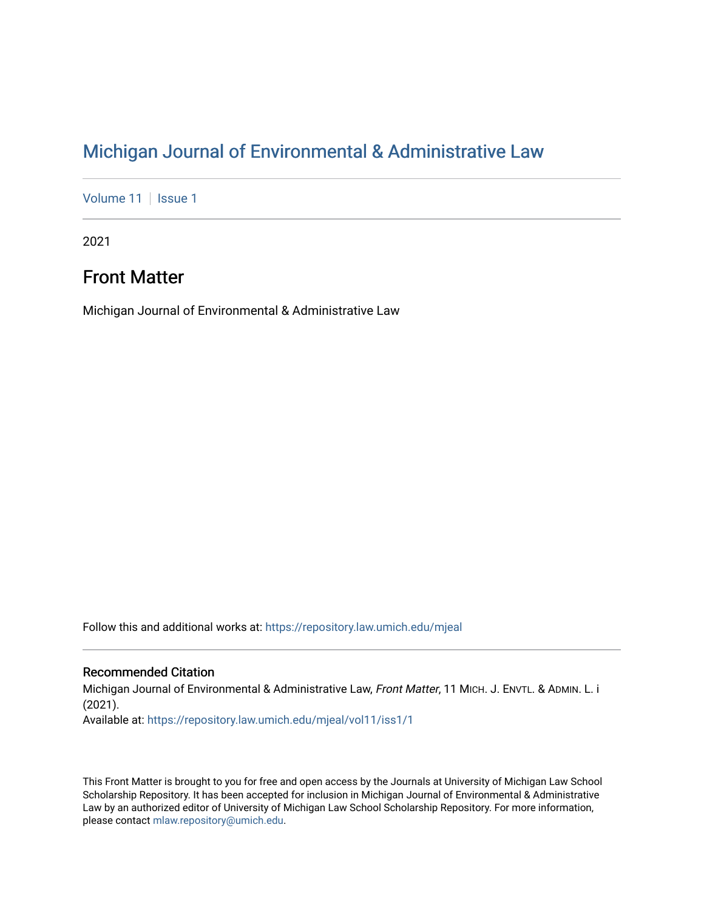# Michigan Journal of Environmental & Administrative Law

Volume 11 | Issue 1

2021

## Front Matter

Michigan Journal of Environmental & Administrative Law

Follow this and additional works at: https://repository.law.umich.edu/mjeal

### Recommended Citation

Michigan Journal of Environmental & Administrative Law, *Front Matter*, 11 MICH. J. ENVTL. & ADMIN. L. i (2021).

Available at: https://repository.law.umich.edu/mjeal/vol11/iss1/1

This Front Matter is brought to you for free and open access by the Journals at University of Michigan Law School Scholarship Repository. It has been accepted for inclusion in Michigan Journal of Environmental & Administrative Law by an authorized editor of University of Michigan Law School Scholarship Repository. For more information, please contact mlaw.repository@umich.edu.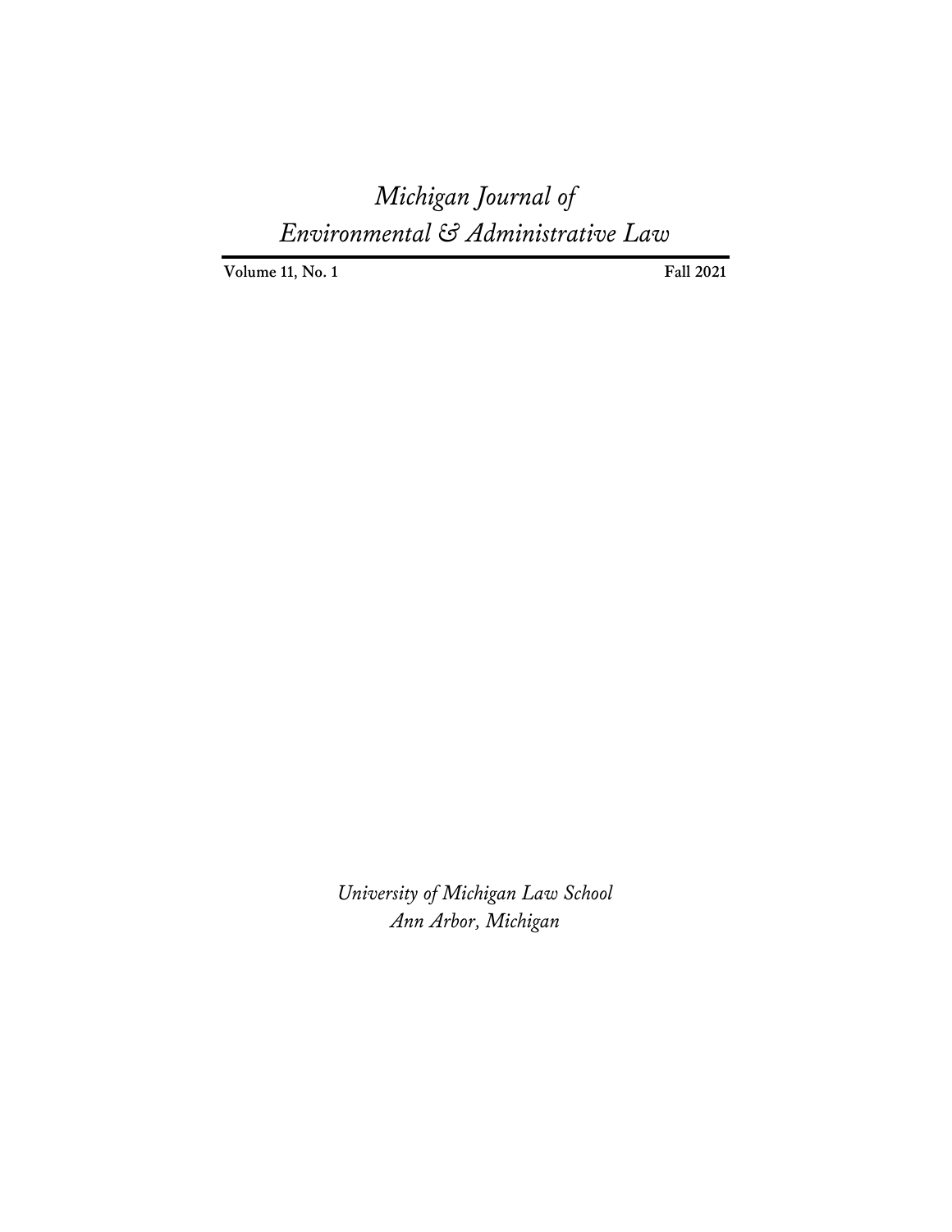# *Michigan Journal of Environmental & Administrative Law*

**Volume 11, No. 1** **Fall 2021**

*University of Michigan Law School*
*Ann Arbor, Michigan*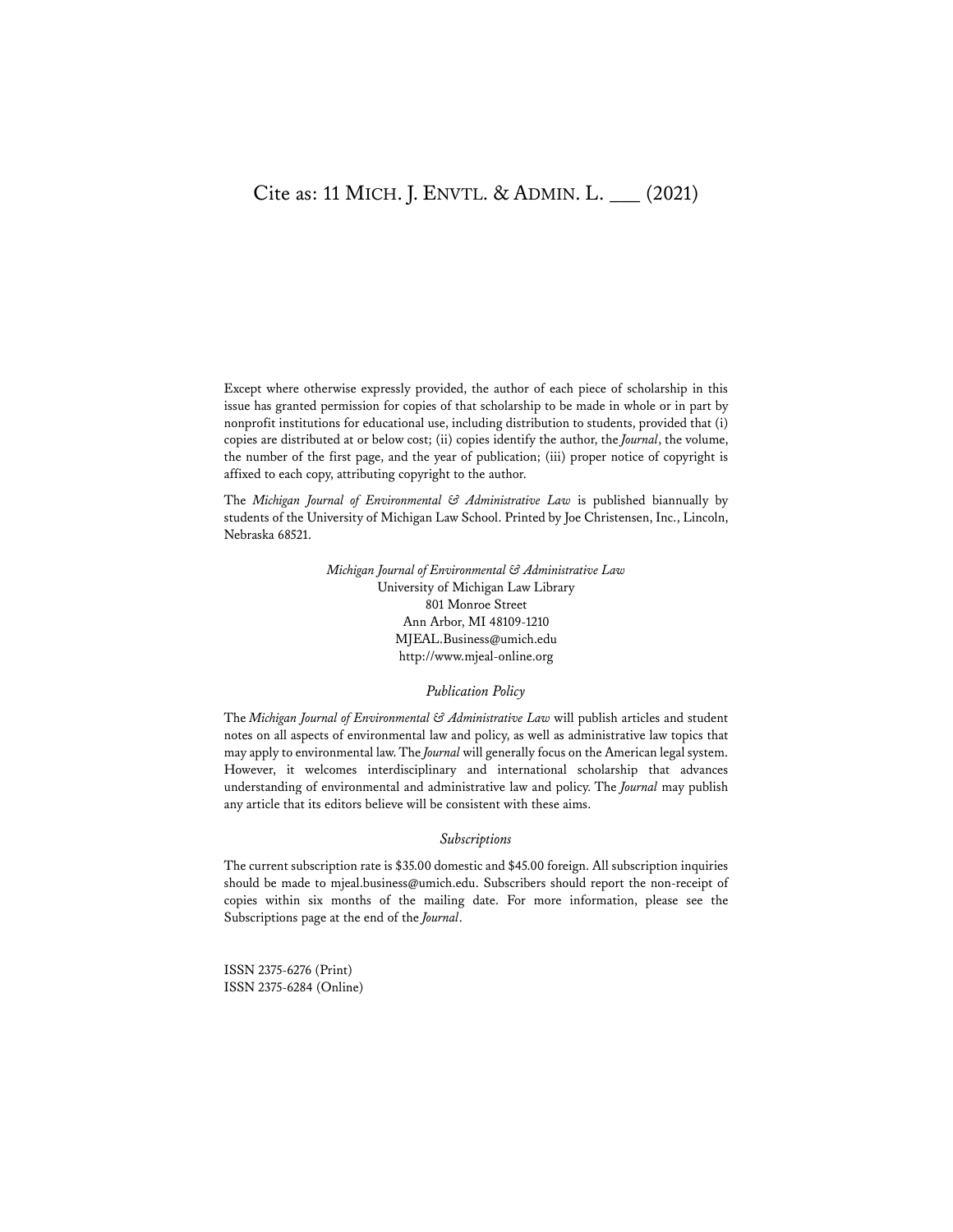Cite as: 11 MICH. J. ENVTL. & ADMIN. L. ___ (2021)

Except where otherwise expressly provided, the author of each piece of scholarship in this issue has granted permission for copies of that scholarship to be made in whole or in part by nonprofit institutions for educational use, including distribution to students, provided that (i) copies are distributed at or below cost; (ii) copies identify the author, the *Journal*, the volume, the number of the first page, and the year of publication; (iii) proper notice of copyright is affixed to each copy, attributing copyright to the author.

The *Michigan Journal of Environmental & Administrative Law* is published biannually by students of the University of Michigan Law School. Printed by Joe Christensen, Inc., Lincoln, Nebraska 68521.

*Michigan Journal of Environmental & Administrative Law*
University of Michigan Law Library
801 Monroe Street
Ann Arbor, MI 48109-1210
MJEAL.Business@umich.edu
http://www.mjeal-online.org

*Publication Policy*

The *Michigan Journal of Environmental & Administrative Law* will publish articles and student notes on all aspects of environmental law and policy, as well as administrative law topics that may apply to environmental law. The *Journal* will generally focus on the American legal system. However, it welcomes interdisciplinary and international scholarship that advances understanding of environmental and administrative law and policy. The *Journal* may publish any article that its editors believe will be consistent with these aims.

*Subscriptions*

The current subscription rate is $35.00 domestic and $45.00 foreign. All subscription inquiries should be made to mjeal.business@umich.edu. Subscribers should report the non-receipt of copies within six months of the mailing date. For more information, please see the Subscriptions page at the end of the *Journal*.

ISSN 2375-6276 (Print)
ISSN 2375-6284 (Online)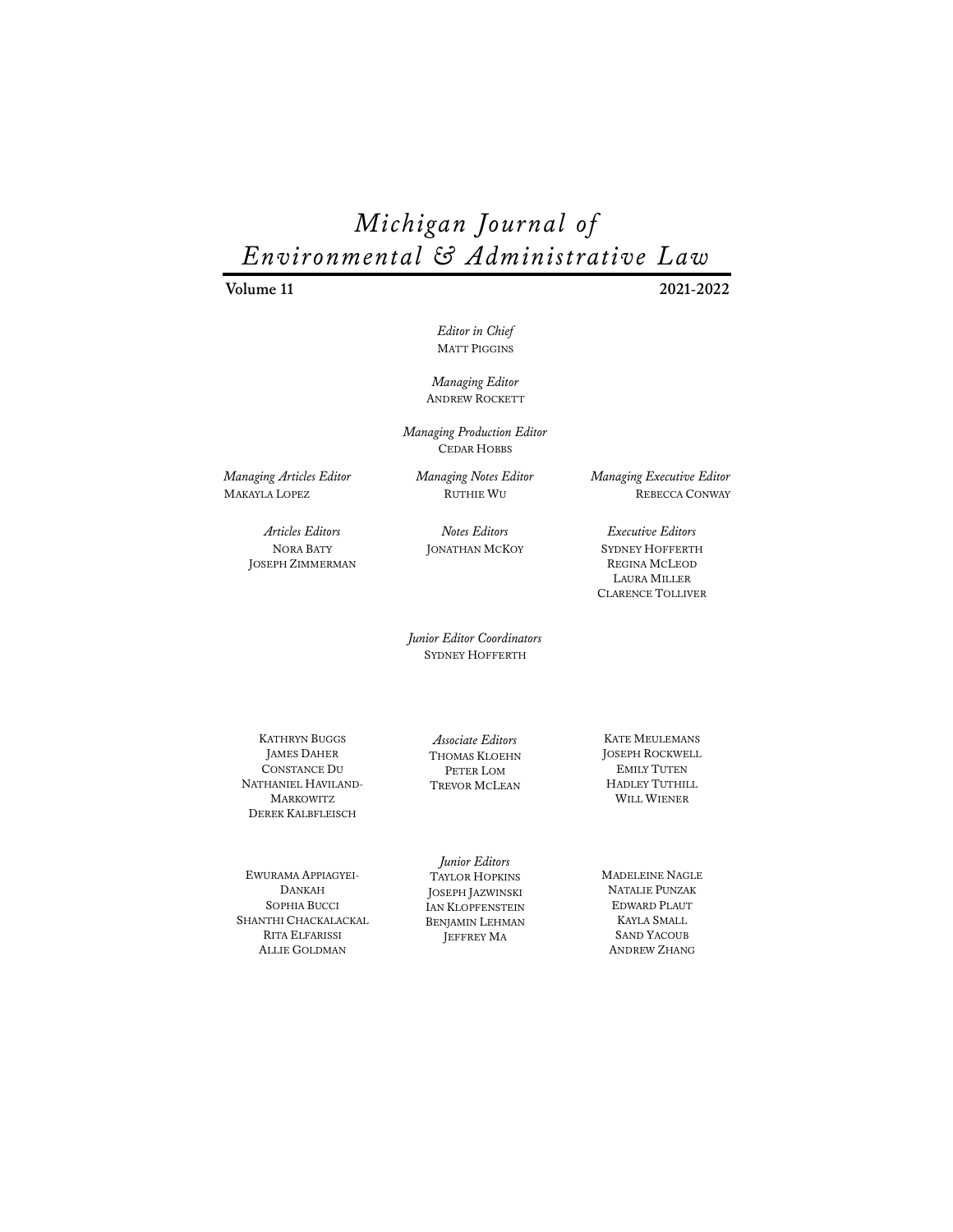# *Michigan Journal of Environmental & Administrative Law*

**Volume 11** **2021-2022**

*Editor in Chief*
MATT PIGGINS

*Managing Editor*
ANDREW ROCKETT

*Managing Production Editor*
CEDAR HOBBS

*Managing Articles Editor*
MAKAYLA LOPEZ

*Managing Notes Editor*
RUTHIE WU

*Managing Executive Editor*
REBECCA CONWAY

*Articles Editors*
NORA BATY
JOSEPH ZIMMERMAN

*Notes Editors*
JONATHAN MCKOY

*Executive Editors*
SYDNEY HOFFERTH
REGINA MCLEOD
LAURA MILLER
CLARENCE TOLLIVER

*Junior Editor Coordinators*
SYDNEY HOFFERTH

*Associate Editors*
KATHRYN BUGGS
JAMES DAHER
CONSTANCE DU
NATHANIEL HAVILAND-MARKOWITZ
DEREK KALBFLEISCH
THOMAS KLOEHN
PETER LOM
TREVOR MCLEAN
KATE MEULEMANS
JOSEPH ROCKWELL
EMILY TUTEN
HADLEY TUTHILL
WILL WIENER

*Junior Editors*
EWURAMA APPIAGYEI-DANKAH
SOPHIA BUCCI
SHANTHI CHACKALACKAL
RITA ELFARISSI
ALLIE GOLDMAN
TAYLOR HOPKINS
JOSEPH JAZWINSKI
IAN KLOPFENSTEIN
BENJAMIN LEHMAN
JEFFREY MA
MADELEINE NAGLE
NATALIE PUNZAK
EDWARD PLAUT
KAYLA SMALL
SAND YACOUB
ANDREW ZHANG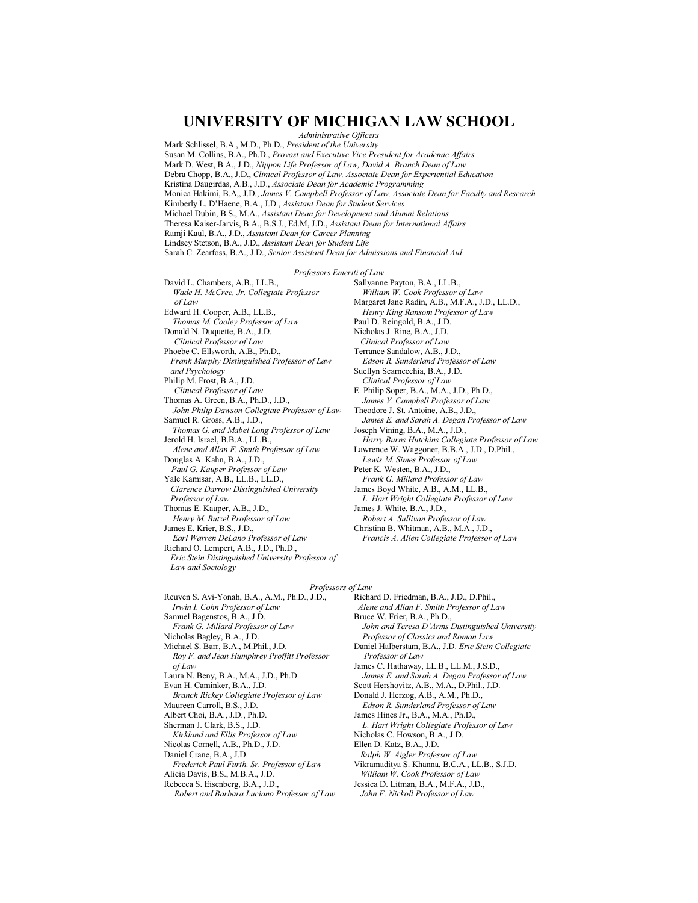# UNIVERSITY OF MICHIGAN LAW SCHOOL

*Administrative Officers*

Mark Schlissel, B.A., M.D., Ph.D., *President of the University*
Susan M. Collins, B.A., Ph.D., *Provost and Executive Vice President for Academic Affairs*
Mark D. West, B.A., J.D., *Nippon Life Professor of Law, David A. Branch Dean of Law*
Debra Chopp, B.A., J.D., *Clinical Professor of Law, Associate Dean for Experiential Education*
Kristina Daugirdas, A.B., J.D., *Associate Dean for Academic Programming*
Monica Hakimi, B.A,, J.D., *James V. Campbell Professor of Law, Associate Dean for Faculty and Research*
Kimberly L. D'Haene, B.A., J.D., *Assistant Dean for Student Services*
Michael Dubin, B.S., M.A., *Assistant Dean for Development and Alumni Relations*
Theresa Kaiser-Jarvis, B.A., B.S.J., Ed.M, J.D., *Assistant Dean for International Affairs*
Ramji Kaul, B.A., J.D., *Assistant Dean for Career Planning*
Lindsey Stetson, B.A., J.D., *Assistant Dean for Student Life*
Sarah C. Zearfoss, B.A., J.D., *Senior Assistant Dean for Admissions and Financial Aid*

*Professors Emeriti of Law*

David L. Chambers, A.B., LL.B., *Wade H. McCree, Jr. Collegiate Professor of Law*
Edward H. Cooper, A.B., LL.B., *Thomas M. Cooley Professor of Law*
Donald N. Duquette, B.A., J.D. *Clinical Professor of Law*
Phoebe C. Ellsworth, A.B., Ph.D., *Frank Murphy Distinguished Professor of Law and Psychology*
Philip M. Frost, B.A., J.D. *Clinical Professor of Law*
Thomas A. Green, B.A., Ph.D., J.D., *John Philip Dawson Collegiate Professor of Law*
Samuel R. Gross, A.B., J.D., *Thomas G. and Mabel Long Professor of Law*
Jerold H. Israel, B.B.A., LL.B., *Alene and Allan F. Smith Professor of Law*
Douglas A. Kahn, B.A., J.D., *Paul G. Kauper Professor of Law*
Yale Kamisar, A.B., LL.B., LL.D., *Clarence Darrow Distinguished University Professor of Law*
Thomas E. Kauper, A.B., J.D., *Henry M. Butzel Professor of Law*
James E. Krier, B.S., J.D., *Earl Warren DeLano Professor of Law*
Richard O. Lempert, A.B., J.D., Ph.D., *Eric Stein Distinguished University Professor of Law and Sociology*
Sallyanne Payton, B.A., LL.B., *William W. Cook Professor of Law*
Margaret Jane Radin, A.B., M.F.A., J.D., LL.D., *Henry King Ransom Professor of Law*
Paul D. Reingold, B.A., J.D.
Nicholas J. Rine, B.A., J.D. *Clinical Professor of Law*
Terrance Sandalow, A.B., J.D., *Edson R. Sunderland Professor of Law*
Suellyn Scarnecchia, B.A., J.D. *Clinical Professor of Law*
E. Philip Soper, B.A., M.A., J.D., Ph.D., *James V. Campbell Professor of Law*
Theodore J. St. Antoine, A.B., J.D., *James E. and Sarah A. Degan Professor of Law*
Joseph Vining, B.A., M.A., J.D., *Harry Burns Hutchins Collegiate Professor of Law*
Lawrence W. Waggoner, B.B.A., J.D., D.Phil., *Lewis M. Simes Professor of Law*
Peter K. Westen, B.A., J.D., *Frank G. Millard Professor of Law*
James Boyd White, A.B., A.M., LL.B., *L. Hart Wright Collegiate Professor of Law*
James J. White, B.A., J.D., *Robert A. Sullivan Professor of Law*
Christina B. Whitman, A.B., M.A., J.D., *Francis A. Allen Collegiate Professor of Law*

*Professors of Law*

Reuven S. Avi-Yonah, B.A., A.M., Ph.D., J.D., *Irwin I. Cohn Professor of Law*
Samuel Bagenstos, B.A., J.D. *Frank G. Millard Professor of Law*
Nicholas Bagley, B.A., J.D.
Michael S. Barr, B.A., M.Phil., J.D. *Roy F. and Jean Humphrey Proffitt Professor of Law*
Laura N. Beny, B.A., M.A., J.D., Ph.D.
Evan H. Caminker, B.A., J.D. *Branch Rickey Collegiate Professor of Law*
Maureen Carroll, B.S., J.D.
Albert Choi, B.A., J.D., Ph.D.
Sherman J. Clark, B.S., J.D. *Kirkland and Ellis Professor of Law*
Nicolas Cornell, A.B., Ph.D., J.D.
Daniel Crane, B.A., J.D. *Frederick Paul Furth, Sr. Professor of Law*
Alicia Davis, B.S., M.B.A., J.D.
Rebecca S. Eisenberg, B.A., J.D., *Robert and Barbara Luciano Professor of Law*
Richard D. Friedman, B.A., J.D., D.Phil., *Alene and Allan F. Smith Professor of Law*
Bruce W. Frier, B.A., Ph.D., *John and Teresa D'Arms Distinguished University Professor of Classics and Roman Law*
Daniel Halberstam, B.A., J.D. *Eric Stein Collegiate Professor of Law*
James C. Hathaway, LL.B., LL.M., J.S.D., *James E. and Sarah A. Degan Professor of Law*
Scott Hershovitz, A.B., M.A., D.Phil., J.D.
Donald J. Herzog, A.B., A.M., Ph.D., *Edson R. Sunderland Professor of Law*
James Hines Jr., B.A., M.A., Ph.D., *L. Hart Wright Collegiate Professor of Law*
Nicholas C. Howson, B.A., J.D.
Ellen D. Katz, B.A., J.D. *Ralph W. Aigler Professor of Law*
Vikramaditya S. Khanna, B.C.A., LL.B., S.J.D. *William W. Cook Professor of Law*
Jessica D. Litman, B.A., M.F.A., J.D., *John F. Nickoll Professor of Law*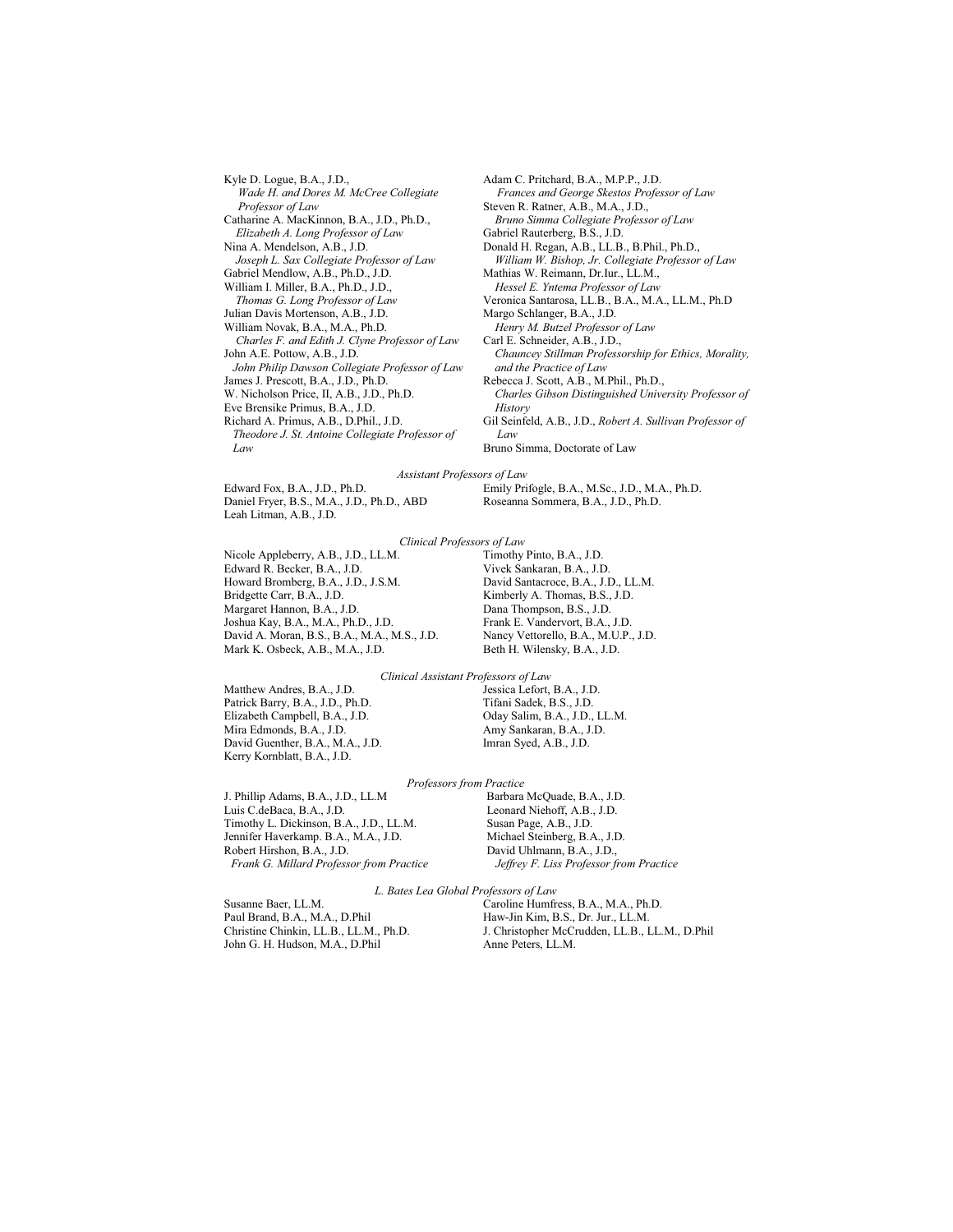Kyle D. Logue, B.A., J.D.,
*Wade H. and Dores M. McCree Collegiate Professor of Law*
Catharine A. MacKinnon, B.A., J.D., Ph.D.,
*Elizabeth A. Long Professor of Law*
Nina A. Mendelson, A.B., J.D.
*Joseph L. Sax Collegiate Professor of Law*
Gabriel Mendlow, A.B., Ph.D., J.D.
William I. Miller, B.A., Ph.D., J.D.,
*Thomas G. Long Professor of Law*
Julian Davis Mortenson, A.B., J.D.
William Novak, B.A., M.A., Ph.D.
*Charles F. and Edith J. Clyne Professor of Law*
John A.E. Pottow, A.B., J.D.
*John Philip Dawson Collegiate Professor of Law*
James J. Prescott, B.A., J.D., Ph.D.
W. Nicholson Price, II, A.B., J.D., Ph.D.
Eve Brensike Primus, B.A., J.D.
Richard A. Primus, A.B., D.Phil., J.D.
*Theodore J. St. Antoine Collegiate Professor of Law*
Adam C. Pritchard, B.A., M.P.P., J.D.
*Frances and George Skestos Professor of Law*
Steven R. Ratner, A.B., M.A., J.D.,
*Bruno Simma Collegiate Professor of Law*
Gabriel Rauterberg, B.S., J.D.
Donald H. Regan, A.B., LL.B., B.Phil., Ph.D.,
*William W. Bishop, Jr. Collegiate Professor of Law*
Mathias W. Reimann, Dr.Iur., LL.M.,
*Hessel E. Yntema Professor of Law*
Veronica Santarosa, LL.B., B.A., M.A., LL.M., Ph.D
Margo Schlanger, B.A., J.D.
*Henry M. Butzel Professor of Law*
Carl E. Schneider, A.B., J.D.,
*Chauncey Stillman Professorship for Ethics, Morality, and the Practice of Law*
Rebecca J. Scott, A.B., M.Phil., Ph.D.,
*Charles Gibson Distinguished University Professor of History*
Gil Seinfeld, A.B., J.D., *Robert A. Sullivan Professor of Law*
Bruno Simma, Doctorate of Law

*Assistant Professors of Law*

Edward Fox, B.A., J.D., Ph.D.
Daniel Fryer, B.S., M.A., J.D., Ph.D., ABD
Leah Litman, A.B., J.D.
Emily Prifogle, B.A., M.Sc., J.D., M.A., Ph.D.
Roseanna Sommera, B.A., J.D., Ph.D.

*Clinical Professors of Law*

Nicole Appleberry, A.B., J.D., LL.M.
Edward R. Becker, B.A., J.D.
Howard Bromberg, B.A., J.D., J.S.M.
Bridgette Carr, B.A., J.D.
Margaret Hannon, B.A., J.D.
Joshua Kay, B.A., M.A., Ph.D., J.D.
David A. Moran, B.S., B.A., M.A., M.S., J.D.
Mark K. Osbeck, A.B., M.A., J.D.
Timothy Pinto, B.A., J.D.
Vivek Sankaran, B.A., J.D.
David Santacroce, B.A., J.D., LL.M.
Kimberly A. Thomas, B.S., J.D.
Dana Thompson, B.S., J.D.
Frank E. Vandervort, B.A., J.D.
Nancy Vettorello, B.A., M.U.P., J.D.
Beth H. Wilensky, B.A., J.D.

*Clinical Assistant Professors of Law*

Matthew Andres, B.A., J.D.
Patrick Barry, B.A., J.D., Ph.D.
Elizabeth Campbell, B.A., J.D.
Mira Edmonds, B.A., J.D.
David Guenther, B.A., M.A., J.D.
Kerry Kornblatt, B.A., J.D.
Jessica Lefort, B.A., J.D.
Tifani Sadek, B.S., J.D.
Oday Salim, B.A., J.D., LL.M.
Amy Sankaran, B.A., J.D.
Imran Syed, A.B., J.D.

*Professors from Practice*

J. Phillip Adams, B.A., J.D., LL.M
Luis C.deBaca, B.A., J.D.
Timothy L. Dickinson, B.A., J.D., LL.M.
Jennifer Haverkamp. B.A., M.A., J.D.
Robert Hirshon, B.A., J.D.
*Frank G. Millard Professor from Practice*
Barbara McQuade, B.A., J.D.
Leonard Niehoff, A.B., J.D.
Susan Page, A.B., J.D.
Michael Steinberg, B.A., J.D.
David Uhlmann, B.A., J.D.,
*Jeffrey F. Liss Professor from Practice*

*L. Bates Lea Global Professors of Law*

Susanne Baer, LL.M.
Paul Brand, B.A., M.A., D.Phil
Christine Chinkin, LL.B., LL.M., Ph.D.
John G. H. Hudson, M.A., D.Phil
Caroline Humfress, B.A., M.A., Ph.D.
Haw-Jin Kim, B.S., Dr. Jur., LL.M.
J. Christopher McCrudden, LL.B., LL.M., D.Phil
Anne Peters, LL.M.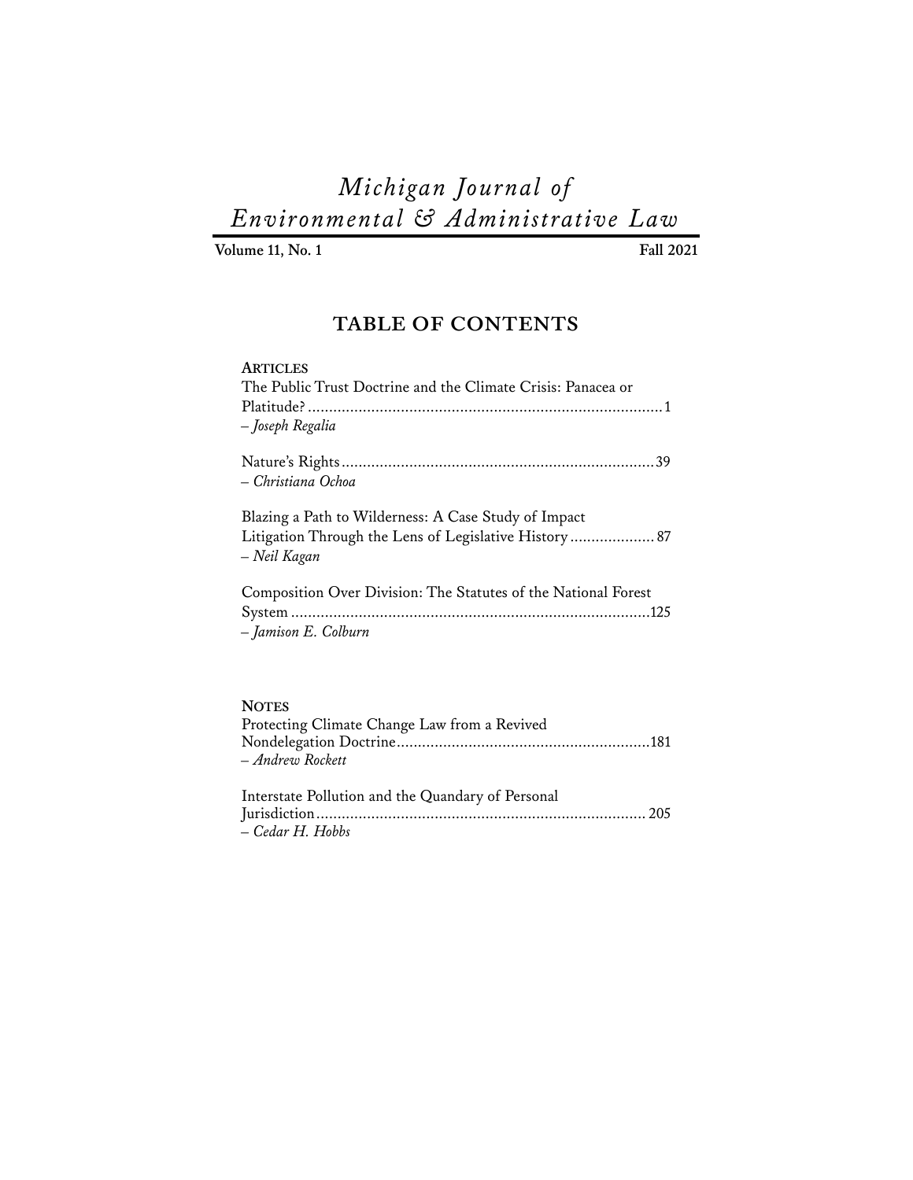# *Michigan Journal of Environmental & Administrative Law*

**Volume 11, No. 1** **Fall 2021**

## TABLE OF CONTENTS

**ARTICLES**

The Public Trust Doctrine and the Climate Crisis: Panacea or Platitude? .......... 1
*– Joseph Regalia*

Nature's Rights .......... 39
*– Christiana Ochoa*

Blazing a Path to Wilderness: A Case Study of Impact Litigation Through the Lens of Legislative History .......... 87
*– Neil Kagan*

Composition Over Division: The Statutes of the National Forest System .......... 125
*– Jamison E. Colburn*

**NOTES**

Protecting Climate Change Law from a Revived Nondelegation Doctrine .......... 181
*– Andrew Rockett*

Interstate Pollution and the Quandary of Personal Jurisdiction .......... 205
*– Cedar H. Hobbs*